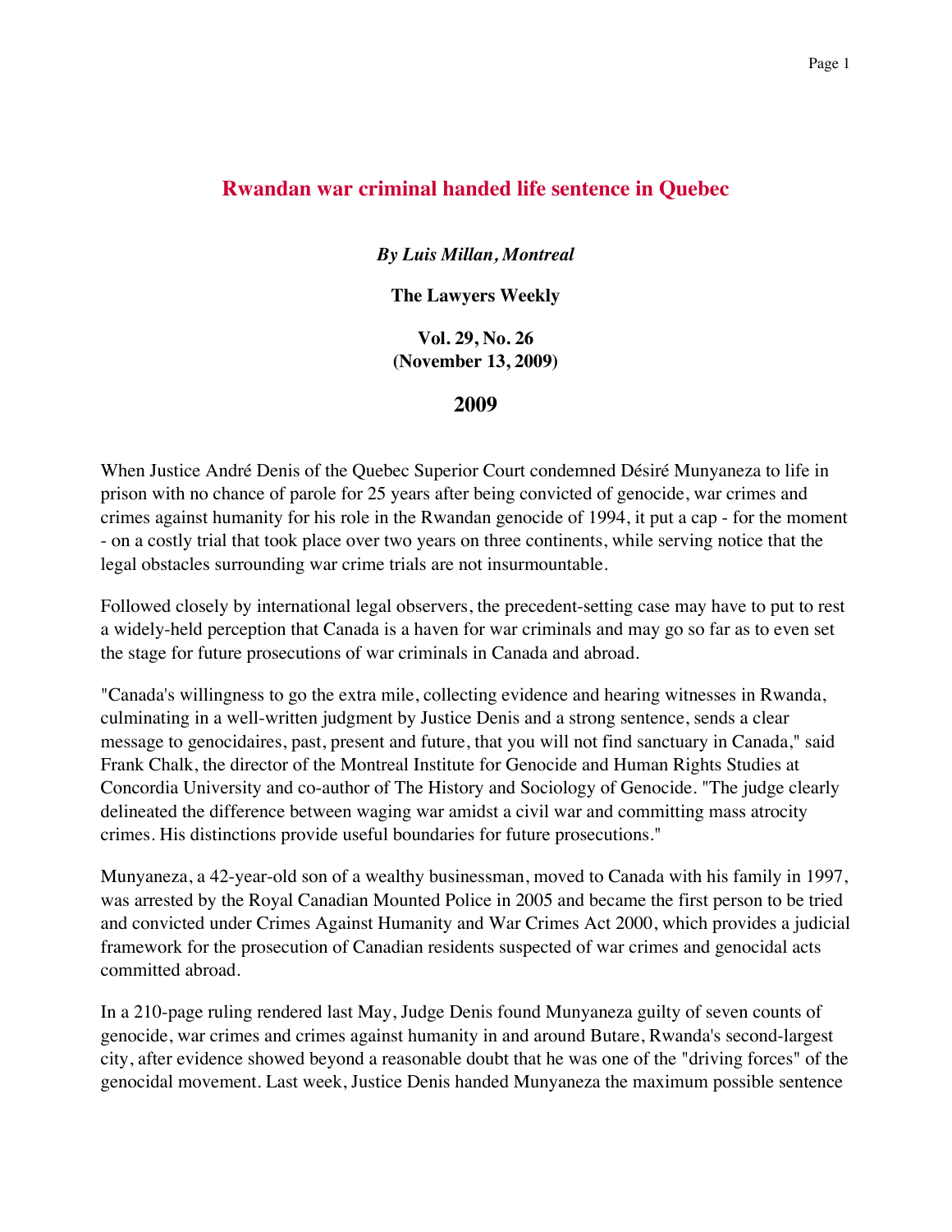# Rwandan war criminal handed life sentence in Quebec

***By Luis Millan, Montreal***

**The Lawyers Weekly**

**Vol. 29, No. 26**
**(November 13, 2009)**

## 2009

When Justice André Denis of the Quebec Superior Court condemned Désiré Munyaneza to life in prison with no chance of parole for 25 years after being convicted of genocide, war crimes and crimes against humanity for his role in the Rwandan genocide of 1994, it put a cap - for the moment - on a costly trial that took place over two years on three continents, while serving notice that the legal obstacles surrounding war crime trials are not insurmountable.

Followed closely by international legal observers, the precedent-setting case may have to put to rest a widely-held perception that Canada is a haven for war criminals and may go so far as to even set the stage for future prosecutions of war criminals in Canada and abroad.

"Canada's willingness to go the extra mile, collecting evidence and hearing witnesses in Rwanda, culminating in a well-written judgment by Justice Denis and a strong sentence, sends a clear message to genocidaires, past, present and future, that you will not find sanctuary in Canada," said Frank Chalk, the director of the Montreal Institute for Genocide and Human Rights Studies at Concordia University and co-author of The History and Sociology of Genocide. "The judge clearly delineated the difference between waging war amidst a civil war and committing mass atrocity crimes. His distinctions provide useful boundaries for future prosecutions."

Munyaneza, a 42-year-old son of a wealthy businessman, moved to Canada with his family in 1997, was arrested by the Royal Canadian Mounted Police in 2005 and became the first person to be tried and convicted under Crimes Against Humanity and War Crimes Act 2000, which provides a judicial framework for the prosecution of Canadian residents suspected of war crimes and genocidal acts committed abroad.

In a 210-page ruling rendered last May, Judge Denis found Munyaneza guilty of seven counts of genocide, war crimes and crimes against humanity in and around Butare, Rwanda's second-largest city, after evidence showed beyond a reasonable doubt that he was one of the "driving forces" of the genocidal movement. Last week, Justice Denis handed Munyaneza the maximum possible sentence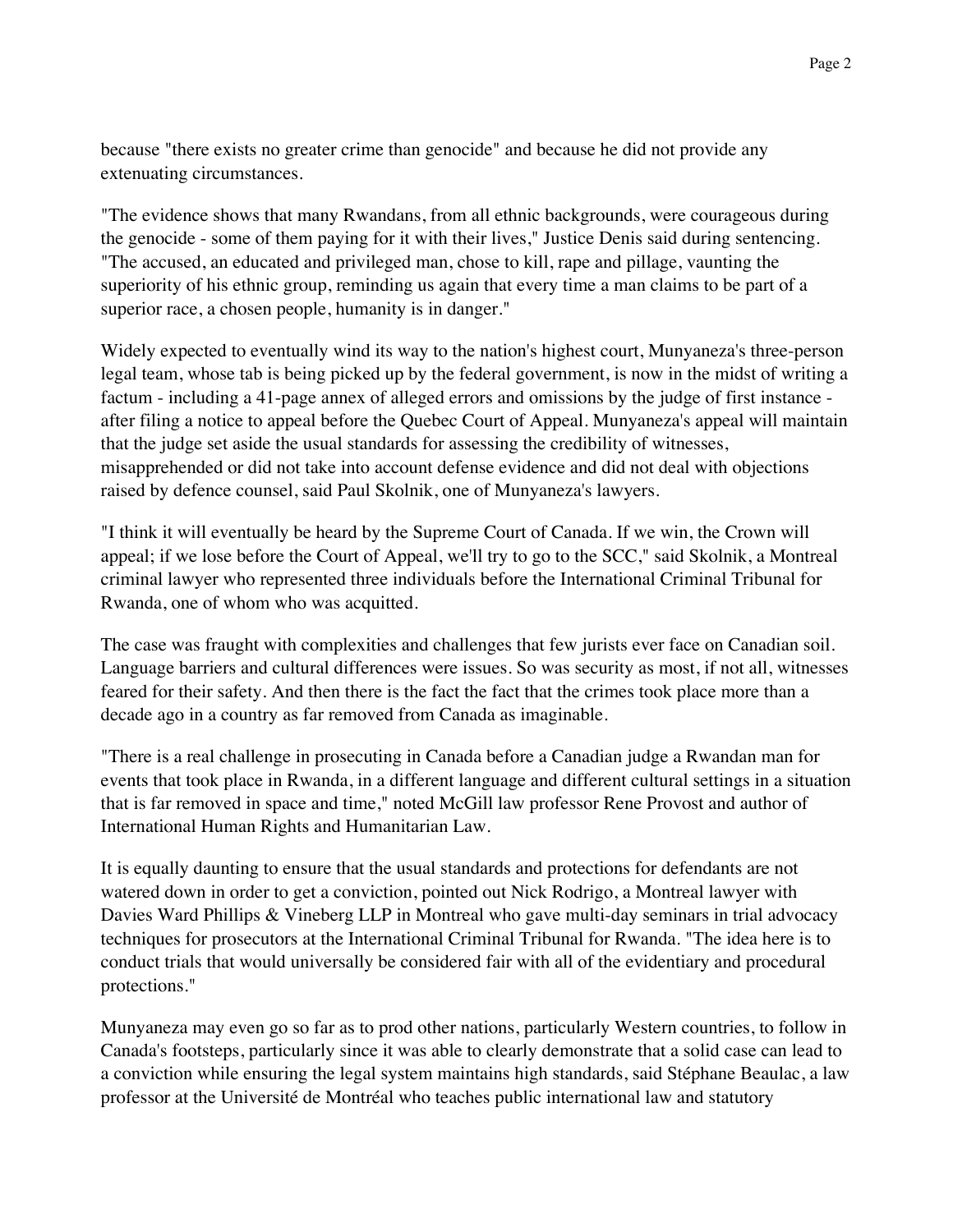because "there exists no greater crime than genocide" and because he did not provide any extenuating circumstances.

"The evidence shows that many Rwandans, from all ethnic backgrounds, were courageous during the genocide - some of them paying for it with their lives," Justice Denis said during sentencing. "The accused, an educated and privileged man, chose to kill, rape and pillage, vaunting the superiority of his ethnic group, reminding us again that every time a man claims to be part of a superior race, a chosen people, humanity is in danger."

Widely expected to eventually wind its way to the nation's highest court, Munyaneza's three-person legal team, whose tab is being picked up by the federal government, is now in the midst of writing a factum - including a 41-page annex of alleged errors and omissions by the judge of first instance - after filing a notice to appeal before the Quebec Court of Appeal. Munyaneza's appeal will maintain that the judge set aside the usual standards for assessing the credibility of witnesses, misapprehended or did not take into account defense evidence and did not deal with objections raised by defence counsel, said Paul Skolnik, one of Munyaneza's lawyers.

"I think it will eventually be heard by the Supreme Court of Canada. If we win, the Crown will appeal; if we lose before the Court of Appeal, we'll try to go to the SCC," said Skolnik, a Montreal criminal lawyer who represented three individuals before the International Criminal Tribunal for Rwanda, one of whom who was acquitted.

The case was fraught with complexities and challenges that few jurists ever face on Canadian soil. Language barriers and cultural differences were issues. So was security as most, if not all, witnesses feared for their safety. And then there is the fact the fact that the crimes took place more than a decade ago in a country as far removed from Canada as imaginable.

"There is a real challenge in prosecuting in Canada before a Canadian judge a Rwandan man for events that took place in Rwanda, in a different language and different cultural settings in a situation that is far removed in space and time," noted McGill law professor Rene Provost and author of International Human Rights and Humanitarian Law.

It is equally daunting to ensure that the usual standards and protections for defendants are not watered down in order to get a conviction, pointed out Nick Rodrigo, a Montreal lawyer with Davies Ward Phillips & Vineberg LLP in Montreal who gave multi-day seminars in trial advocacy techniques for prosecutors at the International Criminal Tribunal for Rwanda. "The idea here is to conduct trials that would universally be considered fair with all of the evidentiary and procedural protections."

Munyaneza may even go so far as to prod other nations, particularly Western countries, to follow in Canada's footsteps, particularly since it was able to clearly demonstrate that a solid case can lead to a conviction while ensuring the legal system maintains high standards, said Stéphane Beaulac, a law professor at the Université de Montréal who teaches public international law and statutory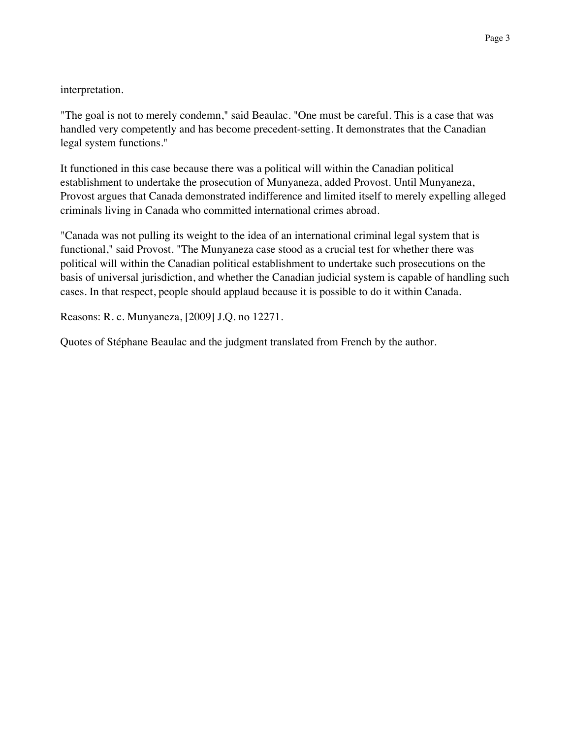interpretation.

"The goal is not to merely condemn," said Beaulac. "One must be careful. This is a case that was handled very competently and has become precedent-setting. It demonstrates that the Canadian legal system functions."

It functioned in this case because there was a political will within the Canadian political establishment to undertake the prosecution of Munyaneza, added Provost. Until Munyaneza, Provost argues that Canada demonstrated indifference and limited itself to merely expelling alleged criminals living in Canada who committed international crimes abroad.

"Canada was not pulling its weight to the idea of an international criminal legal system that is functional," said Provost. "The Munyaneza case stood as a crucial test for whether there was political will within the Canadian political establishment to undertake such prosecutions on the basis of universal jurisdiction, and whether the Canadian judicial system is capable of handling such cases. In that respect, people should applaud because it is possible to do it within Canada.

Reasons: R. c. Munyaneza, [2009] J.Q. no 12271.

Quotes of Stéphane Beaulac and the judgment translated from French by the author.